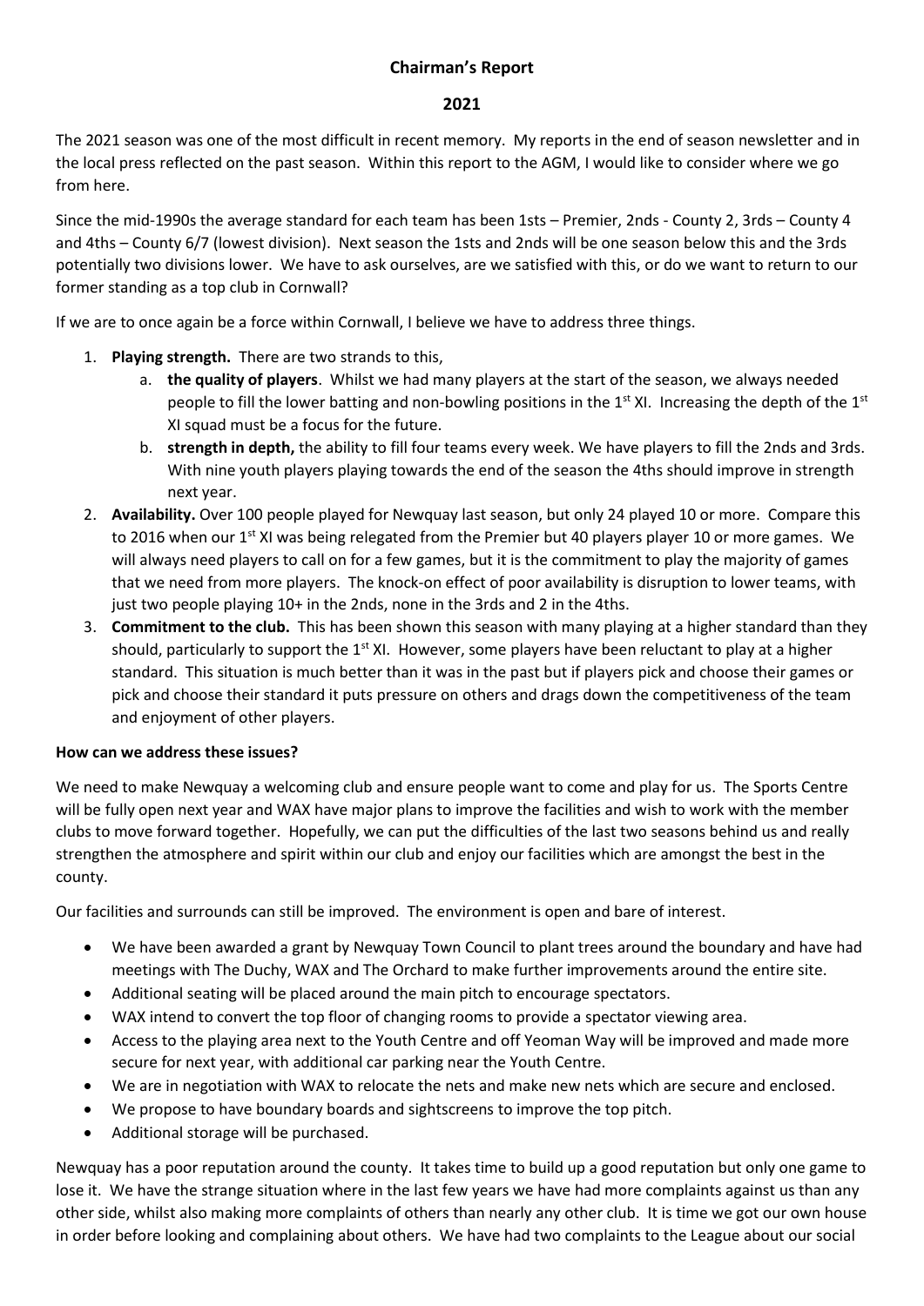# Chairman's Report

## 2021

The 2021 season was one of the most difficult in recent memory. My reports in the end of season newsletter and in the local press reflected on the past season. Within this report to the AGM, I would like to consider where we go from here.

Since the mid-1990s the average standard for each team has been 1sts – Premier, 2nds - County 2, 3rds – County 4 and 4ths – County 6/7 (lowest division). Next season the 1sts and 2nds will be one season below this and the 3rds potentially two divisions lower. We have to ask ourselves, are we satisfied with this, or do we want to return to our former standing as a top club in Cornwall?

If we are to once again be a force within Cornwall, I believe we have to address three things.

1. **Playing strength.** There are two strands to this,
   a. **the quality of players**. Whilst we had many players at the start of the season, we always needed people to fill the lower batting and non-bowling positions in the 1st XI. Increasing the depth of the 1st XI squad must be a focus for the future.
   b. **strength in depth,** the ability to fill four teams every week. We have players to fill the 2nds and 3rds. With nine youth players playing towards the end of the season the 4ths should improve in strength next year.
2. **Availability.** Over 100 people played for Newquay last season, but only 24 played 10 or more. Compare this to 2016 when our 1st XI was being relegated from the Premier but 40 players player 10 or more games. We will always need players to call on for a few games, but it is the commitment to play the majority of games that we need from more players. The knock-on effect of poor availability is disruption to lower teams, with just two people playing 10+ in the 2nds, none in the 3rds and 2 in the 4ths.
3. **Commitment to the club.** This has been shown this season with many playing at a higher standard than they should, particularly to support the 1st XI. However, some players have been reluctant to play at a higher standard. This situation is much better than it was in the past but if players pick and choose their games or pick and choose their standard it puts pressure on others and drags down the competitiveness of the team and enjoyment of other players.

**How can we address these issues?**

We need to make Newquay a welcoming club and ensure people want to come and play for us. The Sports Centre will be fully open next year and WAX have major plans to improve the facilities and wish to work with the member clubs to move forward together. Hopefully, we can put the difficulties of the last two seasons behind us and really strengthen the atmosphere and spirit within our club and enjoy our facilities which are amongst the best in the county.

Our facilities and surrounds can still be improved. The environment is open and bare of interest.

- We have been awarded a grant by Newquay Town Council to plant trees around the boundary and have had meetings with The Duchy, WAX and The Orchard to make further improvements around the entire site.
- Additional seating will be placed around the main pitch to encourage spectators.
- WAX intend to convert the top floor of changing rooms to provide a spectator viewing area.
- Access to the playing area next to the Youth Centre and off Yeoman Way will be improved and made more secure for next year, with additional car parking near the Youth Centre.
- We are in negotiation with WAX to relocate the nets and make new nets which are secure and enclosed.
- We propose to have boundary boards and sightscreens to improve the top pitch.
- Additional storage will be purchased.

Newquay has a poor reputation around the county. It takes time to build up a good reputation but only one game to lose it. We have the strange situation where in the last few years we have had more complaints against us than any other side, whilst also making more complaints of others than nearly any other club. It is time we got our own house in order before looking and complaining about others. We have had two complaints to the League about our social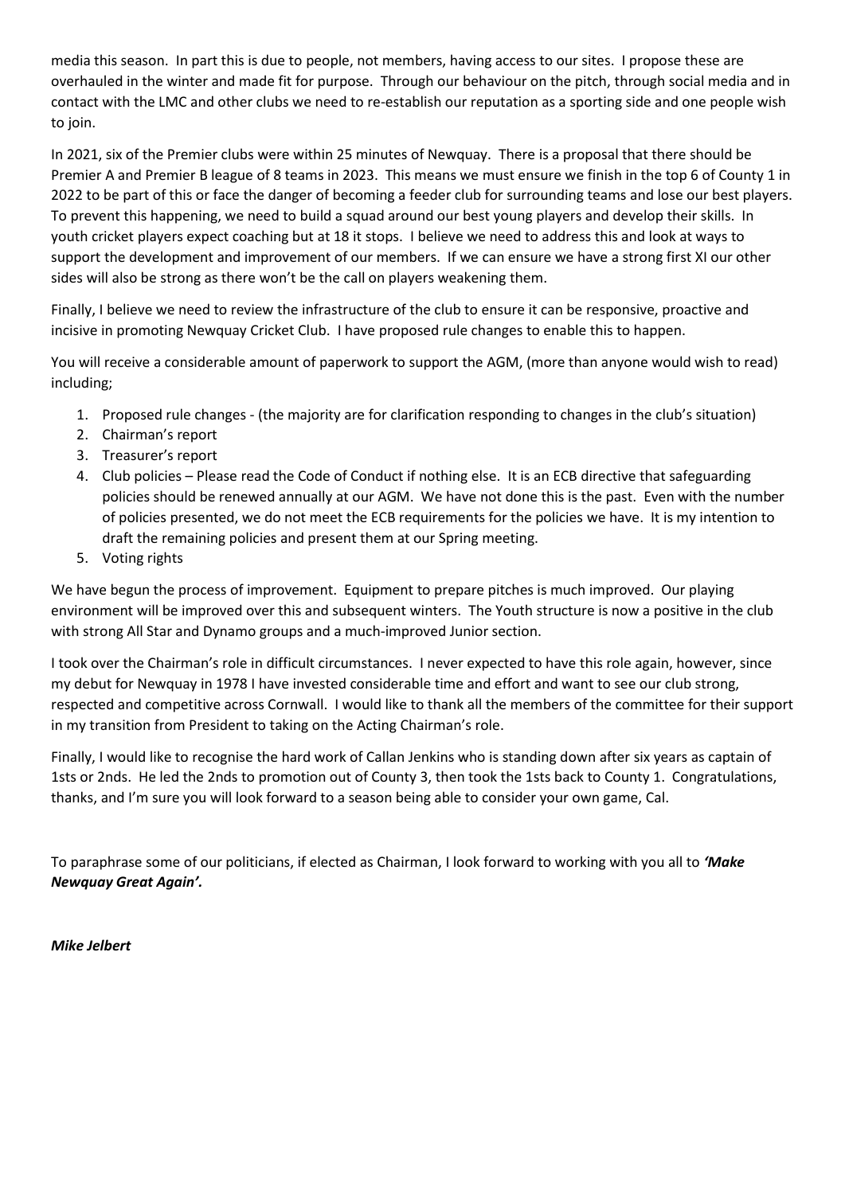media this season. In part this is due to people, not members, having access to our sites. I propose these are overhauled in the winter and made fit for purpose. Through our behaviour on the pitch, through social media and in contact with the LMC and other clubs we need to re-establish our reputation as a sporting side and one people wish to join.

In 2021, six of the Premier clubs were within 25 minutes of Newquay. There is a proposal that there should be Premier A and Premier B league of 8 teams in 2023. This means we must ensure we finish in the top 6 of County 1 in 2022 to be part of this or face the danger of becoming a feeder club for surrounding teams and lose our best players. To prevent this happening, we need to build a squad around our best young players and develop their skills. In youth cricket players expect coaching but at 18 it stops. I believe we need to address this and look at ways to support the development and improvement of our members. If we can ensure we have a strong first XI our other sides will also be strong as there won't be the call on players weakening them.

Finally, I believe we need to review the infrastructure of the club to ensure it can be responsive, proactive and incisive in promoting Newquay Cricket Club. I have proposed rule changes to enable this to happen.

You will receive a considerable amount of paperwork to support the AGM, (more than anyone would wish to read) including;

1. Proposed rule changes - (the majority are for clarification responding to changes in the club's situation)
2. Chairman's report
3. Treasurer's report
4. Club policies – Please read the Code of Conduct if nothing else. It is an ECB directive that safeguarding policies should be renewed annually at our AGM. We have not done this is the past. Even with the number of policies presented, we do not meet the ECB requirements for the policies we have. It is my intention to draft the remaining policies and present them at our Spring meeting.
5. Voting rights

We have begun the process of improvement. Equipment to prepare pitches is much improved. Our playing environment will be improved over this and subsequent winters. The Youth structure is now a positive in the club with strong All Star and Dynamo groups and a much-improved Junior section.

I took over the Chairman's role in difficult circumstances. I never expected to have this role again, however, since my debut for Newquay in 1978 I have invested considerable time and effort and want to see our club strong, respected and competitive across Cornwall. I would like to thank all the members of the committee for their support in my transition from President to taking on the Acting Chairman's role.

Finally, I would like to recognise the hard work of Callan Jenkins who is standing down after six years as captain of 1sts or 2nds. He led the 2nds to promotion out of County 3, then took the 1sts back to County 1. Congratulations, thanks, and I'm sure you will look forward to a season being able to consider your own game, Cal.

To paraphrase some of our politicians, if elected as Chairman, I look forward to working with you all to ***'Make Newquay Great Again'.***

***Mike Jelbert***